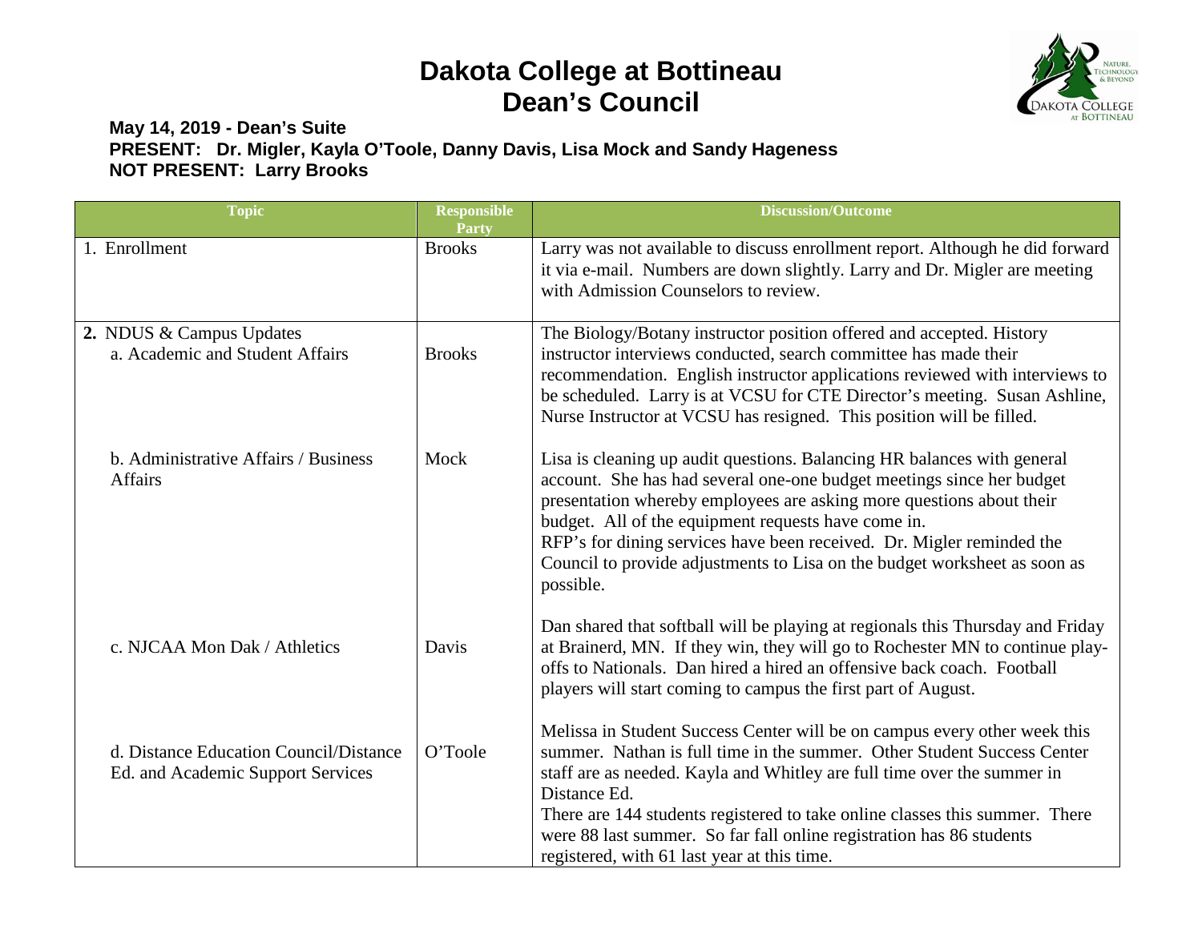# Dakota College at Bottineau
# Dean's Council

**May 14, 2019 - Dean's Suite**
**PRESENT: Dr. Migler, Kayla O'Toole, Danny Davis, Lisa Mock and Sandy Hageness**
**NOT PRESENT: Larry Brooks**

| Topic | Responsible Party | Discussion/Outcome |
|---|---|---|
| 1. Enrollment | Brooks | Larry was not available to discuss enrollment report. Although he did forward it via e-mail. Numbers are down slightly. Larry and Dr. Migler are meeting with Admission Counselors to review. |
| **2.** NDUS & Campus Updates<br>a. Academic and Student Affairs | Brooks | The Biology/Botany instructor position offered and accepted. History instructor interviews conducted, search committee has made their recommendation. English instructor applications reviewed with interviews to be scheduled. Larry is at VCSU for CTE Director's meeting. Susan Ashline, Nurse Instructor at VCSU has resigned. This position will be filled. |
| b. Administrative Affairs / Business Affairs | Mock | Lisa is cleaning up audit questions. Balancing HR balances with general account. She has had several one-one budget meetings since her budget presentation whereby employees are asking more questions about their budget. All of the equipment requests have come in.<br>RFP's for dining services have been received. Dr. Migler reminded the Council to provide adjustments to Lisa on the budget worksheet as soon as possible. |
| c. NJCAA Mon Dak / Athletics | Davis | Dan shared that softball will be playing at regionals this Thursday and Friday at Brainerd, MN. If they win, they will go to Rochester MN to continue play-offs to Nationals. Dan hired a hired an offensive back coach. Football players will start coming to campus the first part of August. |
| d. Distance Education Council/Distance Ed. and Academic Support Services | O'Toole | Melissa in Student Success Center will be on campus every other week this summer. Nathan is full time in the summer. Other Student Success Center staff are as needed. Kayla and Whitley are full time over the summer in Distance Ed.<br>There are 144 students registered to take online classes this summer. There were 88 last summer. So far fall online registration has 86 students registered, with 61 last year at this time. |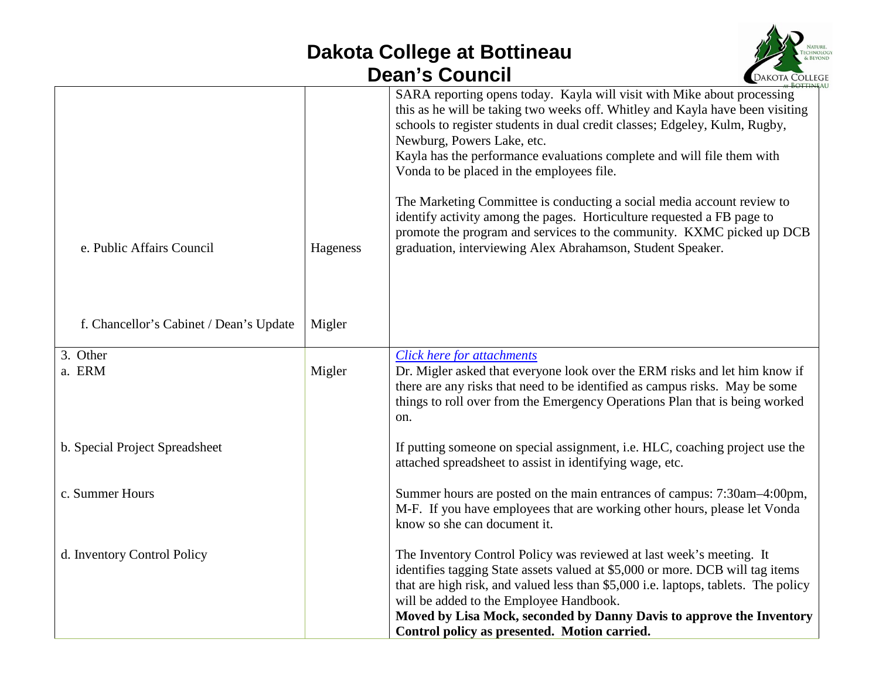# Dakota College at Bottineau
## Dean's Council

| | | |
|---|---|---|
| e. Public Affairs Council | Hageness | SARA reporting opens today. Kayla will visit with Mike about processing this as he will be taking two weeks off. Whitley and Kayla have been visiting schools to register students in dual credit classes; Edgeley, Kulm, Rugby, Newburg, Powers Lake, etc.<br>Kayla has the performance evaluations complete and will file them with Vonda to be placed in the employees file.<br><br>The Marketing Committee is conducting a social media account review to identify activity among the pages. Horticulture requested a FB page to promote the program and services to the community. KXMC picked up DCB graduation, interviewing Alex Abrahamson, Student Speaker. |
| f. Chancellor's Cabinet / Dean's Update | Migler | |
| 3. Other<br>a. ERM | Migler | *Click here for attachments*<br>Dr. Migler asked that everyone look over the ERM risks and let him know if there are any risks that need to be identified as campus risks. May be some things to roll over from the Emergency Operations Plan that is being worked on. |
| b. Special Project Spreadsheet | | If putting someone on special assignment, i.e. HLC, coaching project use the attached spreadsheet to assist in identifying wage, etc. |
| c. Summer Hours | | Summer hours are posted on the main entrances of campus: 7:30am–4:00pm, M-F. If you have employees that are working other hours, please let Vonda know so she can document it. |
| d. Inventory Control Policy | | The Inventory Control Policy was reviewed at last week's meeting. It identifies tagging State assets valued at $5,000 or more. DCB will tag items that are high risk, and valued less than $5,000 i.e. laptops, tablets. The policy will be added to the Employee Handbook.<br>**Moved by Lisa Mock, seconded by Danny Davis to approve the Inventory Control policy as presented. Motion carried.** |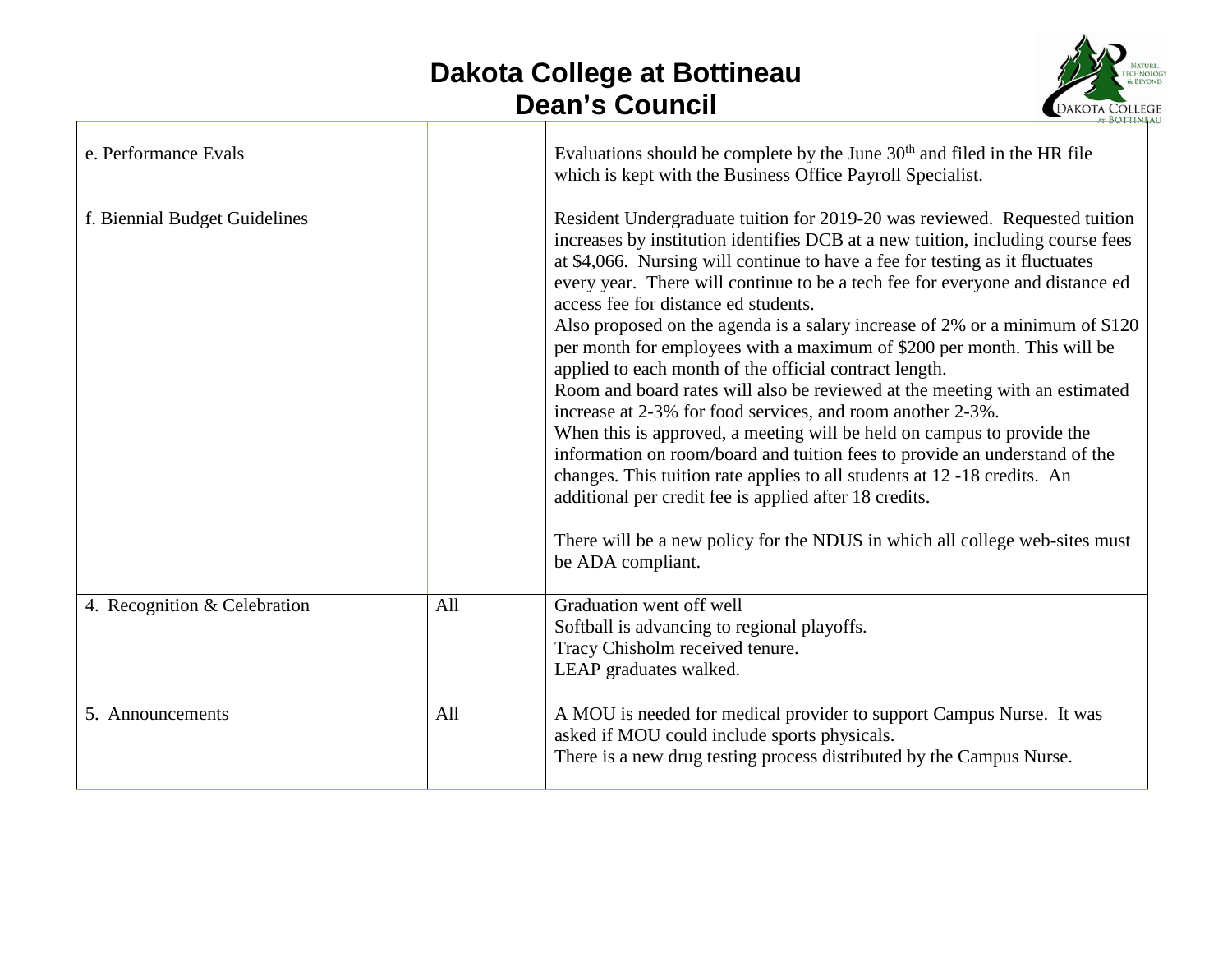# Dakota College at Bottineau
## Dean's Council

| | | |
|---|---|---|
| e. Performance Evals | | Evaluations should be complete by the June 30th and filed in the HR file which is kept with the Business Office Payroll Specialist. |
| f. Biennial Budget Guidelines | | Resident Undergraduate tuition for 2019-20 was reviewed. Requested tuition increases by institution identifies DCB at a new tuition, including course fees at $4,066. Nursing will continue to have a fee for testing as it fluctuates every year. There will continue to be a tech fee for everyone and distance ed access fee for distance ed students.<br>Also proposed on the agenda is a salary increase of 2% or a minimum of $120 per month for employees with a maximum of $200 per month. This will be applied to each month of the official contract length.<br>Room and board rates will also be reviewed at the meeting with an estimated increase at 2-3% for food services, and room another 2-3%.<br>When this is approved, a meeting will be held on campus to provide the information on room/board and tuition fees to provide an understand of the changes. This tuition rate applies to all students at 12 -18 credits. An additional per credit fee is applied after 18 credits.<br><br>There will be a new policy for the NDUS in which all college web-sites must be ADA compliant. |
| 4. Recognition & Celebration | All | Graduation went off well<br>Softball is advancing to regional playoffs.<br>Tracy Chisholm received tenure.<br>LEAP graduates walked. |
| 5. Announcements | All | A MOU is needed for medical provider to support Campus Nurse. It was asked if MOU could include sports physicals.<br>There is a new drug testing process distributed by the Campus Nurse. |